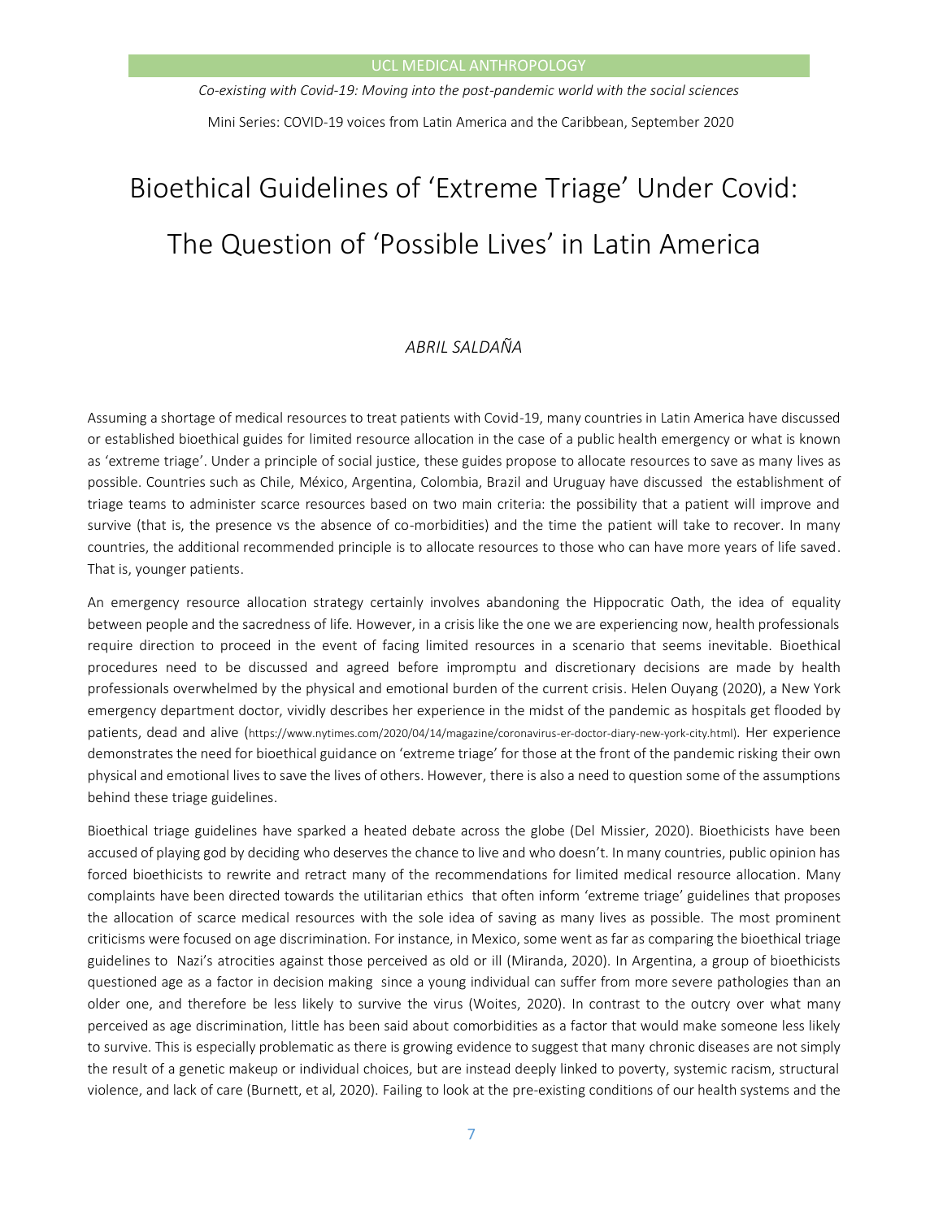UCL MEDICAL ANTHROPOLOGY

*Co-existing with Covid-19: Moving into the post-pandemic world with the social sciences*

Mini Series: COVID-19 voices from Latin America and the Caribbean, September 2020

# Bioethical Guidelines of 'Extreme Triage' Under Covid: The Question of 'Possible Lives' in Latin America

*ABRIL SALDAÑA*

Assuming a shortage of medical resources to treat patients with Covid-19, many countries in Latin America have discussed or established bioethical guides for limited resource allocation in the case of a public health emergency or what is known as 'extreme triage'. Under a principle of social justice, these guides propose to allocate resources to save as many lives as possible. Countries such as Chile, México, Argentina, Colombia, Brazil and Uruguay have discussed the establishment of triage teams to administer scarce resources based on two main criteria: the possibility that a patient will improve and survive (that is, the presence vs the absence of co-morbidities) and the time the patient will take to recover. In many countries, the additional recommended principle is to allocate resources to those who can have more years of life saved. That is, younger patients.

An emergency resource allocation strategy certainly involves abandoning the Hippocratic Oath, the idea of equality between people and the sacredness of life. However, in a crisis like the one we are experiencing now, health professionals require direction to proceed in the event of facing limited resources in a scenario that seems inevitable. Bioethical procedures need to be discussed and agreed before impromptu and discretionary decisions are made by health professionals overwhelmed by the physical and emotional burden of the current crisis. Helen Ouyang (2020), a New York emergency department doctor, vividly describes her experience in the midst of the pandemic as hospitals get flooded by patients, dead and alive (https://www.nytimes.com/2020/04/14/magazine/coronavirus-er-doctor-diary-new-york-city.html). Her experience demonstrates the need for bioethical guidance on 'extreme triage' for those at the front of the pandemic risking their own physical and emotional lives to save the lives of others. However, there is also a need to question some of the assumptions behind these triage guidelines.

Bioethical triage guidelines have sparked a heated debate across the globe (Del Missier, 2020). Bioethicists have been accused of playing god by deciding who deserves the chance to live and who doesn't. In many countries, public opinion has forced bioethicists to rewrite and retract many of the recommendations for limited medical resource allocation. Many complaints have been directed towards the utilitarian ethics that often inform 'extreme triage' guidelines that proposes the allocation of scarce medical resources with the sole idea of saving as many lives as possible. The most prominent criticisms were focused on age discrimination. For instance, in Mexico, some went as far as comparing the bioethical triage guidelines to Nazi's atrocities against those perceived as old or ill (Miranda, 2020). In Argentina, a group of bioethicists questioned age as a factor in decision making since a young individual can suffer from more severe pathologies than an older one, and therefore be less likely to survive the virus (Woites, 2020). In contrast to the outcry over what many perceived as age discrimination, little has been said about comorbidities as a factor that would make someone less likely to survive. This is especially problematic as there is growing evidence to suggest that many chronic diseases are not simply the result of a genetic makeup or individual choices, but are instead deeply linked to poverty, systemic racism, structural violence, and lack of care (Burnett, et al, 2020). Failing to look at the pre-existing conditions of our health systems and the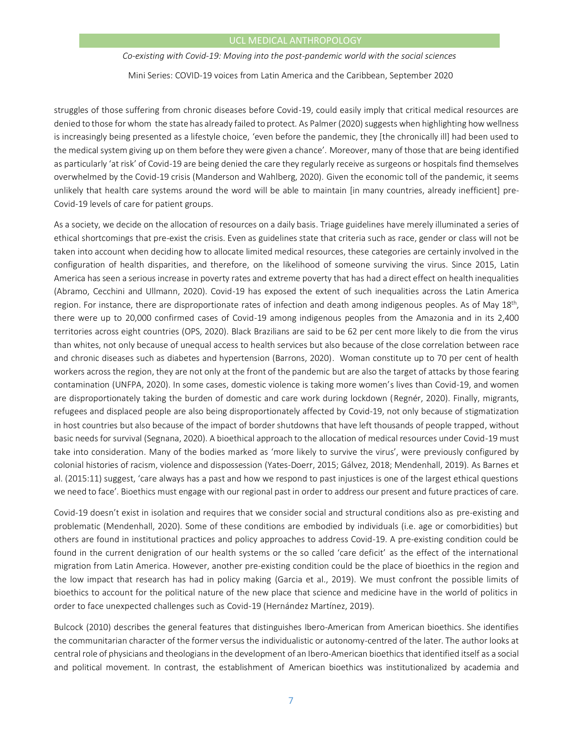struggles of those suffering from chronic diseases before Covid-19, could easily imply that critical medical resources are denied to those for whom the state has already failed to protect. As Palmer (2020) suggests when highlighting how wellness is increasingly being presented as a lifestyle choice, 'even before the pandemic, they [the chronically ill] had been used to the medical system giving up on them before they were given a chance'. Moreover, many of those that are being identified as particularly 'at risk' of Covid-19 are being denied the care they regularly receive as surgeons or hospitals find themselves overwhelmed by the Covid-19 crisis (Manderson and Wahlberg, 2020). Given the economic toll of the pandemic, it seems unlikely that health care systems around the word will be able to maintain [in many countries, already inefficient] pre-Covid-19 levels of care for patient groups.

As a society, we decide on the allocation of resources on a daily basis. Triage guidelines have merely illuminated a series of ethical shortcomings that pre-exist the crisis. Even as guidelines state that criteria such as race, gender or class will not be taken into account when deciding how to allocate limited medical resources, these categories are certainly involved in the configuration of health disparities, and therefore, on the likelihood of someone surviving the virus. Since 2015, Latin America has seen a serious increase in poverty rates and extreme poverty that has had a direct effect on health inequalities (Abramo, Cecchini and Ullmann, 2020). Covid-19 has exposed the extent of such inequalities across the Latin America region. For instance, there are disproportionate rates of infection and death among indigenous peoples. As of May 18th, there were up to 20,000 confirmed cases of Covid-19 among indigenous peoples from the Amazonia and in its 2,400 territories across eight countries (OPS, 2020). Black Brazilians are said to be 62 per cent more likely to die from the virus than whites, not only because of unequal access to health services but also because of the close correlation between race and chronic diseases such as diabetes and hypertension (Barrons, 2020). Woman constitute up to 70 per cent of health workers across the region, they are not only at the front of the pandemic but are also the target of attacks by those fearing contamination (UNFPA, 2020). In some cases, domestic violence is taking more women's lives than Covid-19, and women are disproportionately taking the burden of domestic and care work during lockdown (Regnér, 2020). Finally, migrants, refugees and displaced people are also being disproportionately affected by Covid-19, not only because of stigmatization in host countries but also because of the impact of border shutdowns that have left thousands of people trapped, without basic needs for survival (Segnana, 2020). A bioethical approach to the allocation of medical resources under Covid-19 must take into consideration. Many of the bodies marked as 'more likely to survive the virus', were previously configured by colonial histories of racism, violence and dispossession (Yates-Doerr, 2015; Gálvez, 2018; Mendenhall, 2019). As Barnes et al. (2015:11) suggest, 'care always has a past and how we respond to past injustices is one of the largest ethical questions we need to face'. Bioethics must engage with our regional past in order to address our present and future practices of care.

Covid-19 doesn't exist in isolation and requires that we consider social and structural conditions also as pre-existing and problematic (Mendenhall, 2020). Some of these conditions are embodied by individuals (i.e. age or comorbidities) but others are found in institutional practices and policy approaches to address Covid-19. A pre-existing condition could be found in the current denigration of our health systems or the so called 'care deficit' as the effect of the international migration from Latin America. However, another pre-existing condition could be the place of bioethics in the region and the low impact that research has had in policy making (Garcia et al., 2019). We must confront the possible limits of bioethics to account for the political nature of the new place that science and medicine have in the world of politics in order to face unexpected challenges such as Covid-19 (Hernández Martínez, 2019).

Bulcock (2010) describes the general features that distinguishes Ibero-American from American bioethics. She identifies the communitarian character of the former versus the individualistic or autonomy-centred of the later. The author looks at central role of physicians and theologians in the development of an Ibero-American bioethics that identified itself as a social and political movement. In contrast, the establishment of American bioethics was institutionalized by academia and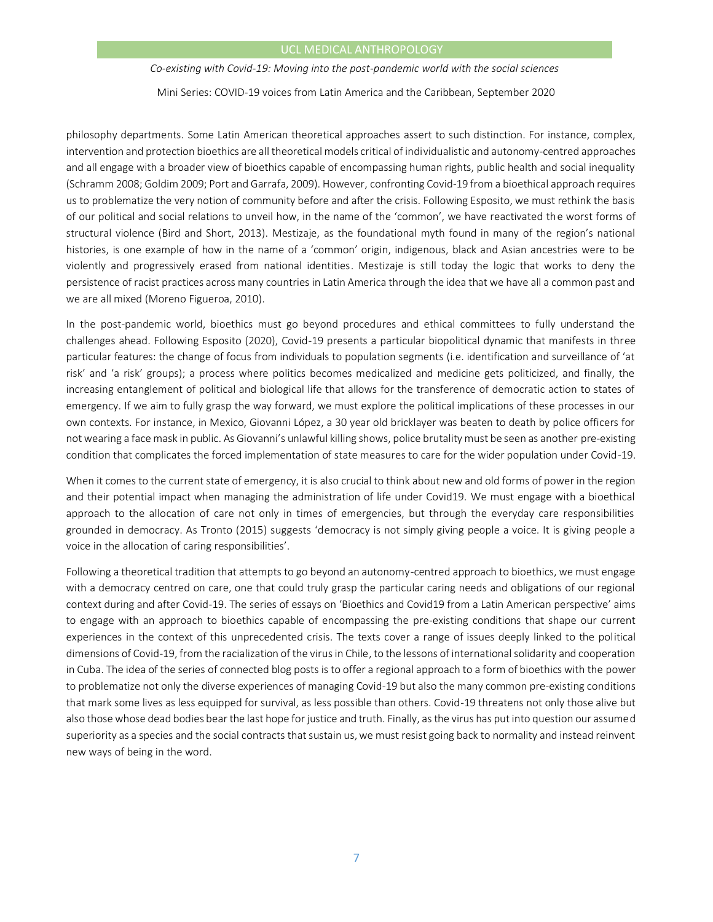philosophy departments. Some Latin American theoretical approaches assert to such distinction. For instance, complex, intervention and protection bioethics are all theoretical models critical of individualistic and autonomy-centred approaches and all engage with a broader view of bioethics capable of encompassing human rights, public health and social inequality (Schramm 2008; Goldim 2009; Port and Garrafa, 2009). However, confronting Covid-19 from a bioethical approach requires us to problematize the very notion of community before and after the crisis. Following Esposito, we must rethink the basis of our political and social relations to unveil how, in the name of the 'common', we have reactivated the worst forms of structural violence (Bird and Short, 2013). Mestizaje, as the foundational myth found in many of the region's national histories, is one example of how in the name of a 'common' origin, indigenous, black and Asian ancestries were to be violently and progressively erased from national identities. Mestizaje is still today the logic that works to deny the persistence of racist practices across many countries in Latin America through the idea that we have all a common past and we are all mixed (Moreno Figueroa, 2010).

In the post-pandemic world, bioethics must go beyond procedures and ethical committees to fully understand the challenges ahead. Following Esposito (2020), Covid-19 presents a particular biopolitical dynamic that manifests in three particular features: the change of focus from individuals to population segments (i.e. identification and surveillance of 'at risk' and 'a risk' groups); a process where politics becomes medicalized and medicine gets politicized, and finally, the increasing entanglement of political and biological life that allows for the transference of democratic action to states of emergency. If we aim to fully grasp the way forward, we must explore the political implications of these processes in our own contexts. For instance, in Mexico, Giovanni López, a 30 year old bricklayer was beaten to death by police officers for not wearing a face mask in public. As Giovanni's unlawful killing shows, police brutality must be seen as another pre-existing condition that complicates the forced implementation of state measures to care for the wider population under Covid-19.

When it comes to the current state of emergency, it is also crucial to think about new and old forms of power in the region and their potential impact when managing the administration of life under Covid19. We must engage with a bioethical approach to the allocation of care not only in times of emergencies, but through the everyday care responsibilities grounded in democracy. As Tronto (2015) suggests 'democracy is not simply giving people a voice. It is giving people a voice in the allocation of caring responsibilities'.

Following a theoretical tradition that attempts to go beyond an autonomy-centred approach to bioethics, we must engage with a democracy centred on care, one that could truly grasp the particular caring needs and obligations of our regional context during and after Covid-19. The series of essays on 'Bioethics and Covid19 from a Latin American perspective' aims to engage with an approach to bioethics capable of encompassing the pre-existing conditions that shape our current experiences in the context of this unprecedented crisis. The texts cover a range of issues deeply linked to the political dimensions of Covid-19, from the racialization of the virus in Chile, to the lessons of international solidarity and cooperation in Cuba. The idea of the series of connected blog posts is to offer a regional approach to a form of bioethics with the power to problematize not only the diverse experiences of managing Covid-19 but also the many common pre-existing conditions that mark some lives as less equipped for survival, as less possible than others. Covid-19 threatens not only those alive but also those whose dead bodies bear the last hope for justice and truth. Finally, as the virus has put into question our assumed superiority as a species and the social contracts that sustain us, we must resist going back to normality and instead reinvent new ways of being in the word.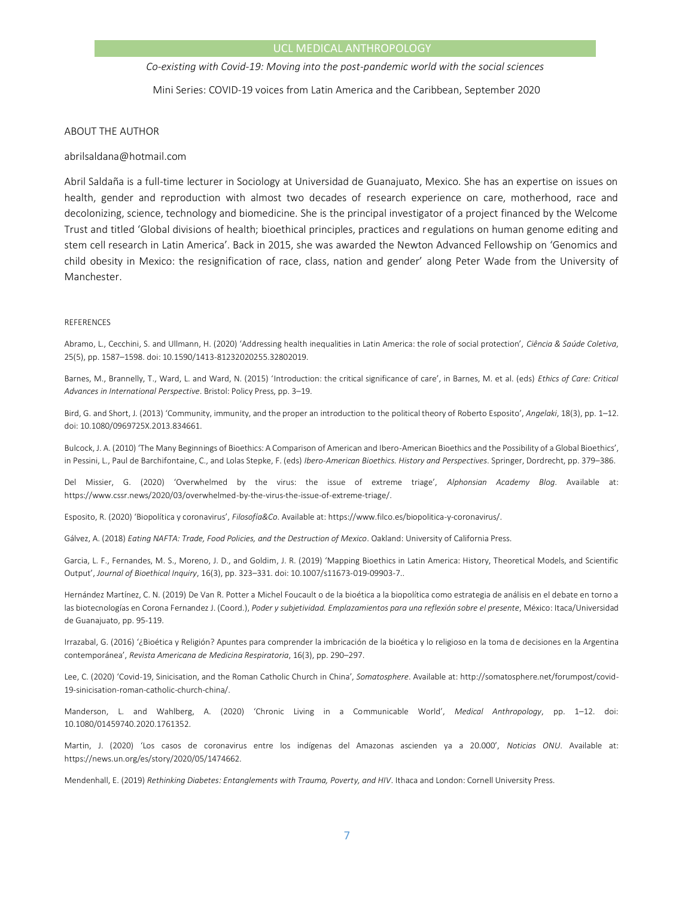## ABOUT THE AUTHOR

abrilsaldana@hotmail.com

Abril Saldaña is a full-time lecturer in Sociology at Universidad de Guanajuato, Mexico. She has an expertise on issues on health, gender and reproduction with almost two decades of research experience on care, motherhood, race and decolonizing, science, technology and biomedicine. She is the principal investigator of a project financed by the Welcome Trust and titled 'Global divisions of health; bioethical principles, practices and regulations on human genome editing and stem cell research in Latin America'. Back in 2015, she was awarded the Newton Advanced Fellowship on 'Genomics and child obesity in Mexico: the resignification of race, class, nation and gender' along Peter Wade from the University of Manchester.

## REFERENCES

Abramo, L., Cecchini, S. and Ullmann, H. (2020) 'Addressing health inequalities in Latin America: the role of social protection', *Ciência & Saúde Coletiva*, 25(5), pp. 1587–1598. doi: 10.1590/1413-81232020255.32802019.

Barnes, M., Brannelly, T., Ward, L. and Ward, N. (2015) 'Introduction: the critical significance of care', in Barnes, M. et al. (eds) *Ethics of Care: Critical Advances in International Perspective*. Bristol: Policy Press, pp. 3–19.

Bird, G. and Short, J. (2013) 'Community, immunity, and the proper an introduction to the political theory of Roberto Esposito', *Angelaki*, 18(3), pp. 1–12. doi: 10.1080/0969725X.2013.834661.

Bulcock, J. A. (2010) 'The Many Beginnings of Bioethics: A Comparison of American and Ibero-American Bioethics and the Possibility of a Global Bioethics', in Pessini, L., Paul de Barchifontaine, C., and Lolas Stepke, F. (eds) *Ibero-American Bioethics. History and Perspectives*. Springer, Dordrecht, pp. 379–386.

Del Missier, G. (2020) 'Overwhelmed by the virus: the issue of extreme triage', *Alphonsian Academy Blog*. Available at: https://www.cssr.news/2020/03/overwhelmed-by-the-virus-the-issue-of-extreme-triage/.

Esposito, R. (2020) 'Biopolítica y coronavirus', *Filosofía&Co*. Available at: https://www.filco.es/biopolitica-y-coronavirus/.

Gálvez, A. (2018) *Eating NAFTA: Trade, Food Policies, and the Destruction of Mexico*. Oakland: University of California Press.

Garcia, L. F., Fernandes, M. S., Moreno, J. D., and Goldim, J. R. (2019) 'Mapping Bioethics in Latin America: History, Theoretical Models, and Scientific Output', *Journal of Bioethical Inquiry*, 16(3), pp. 323–331. doi: 10.1007/s11673-019-09903-7..

Hernández Martínez, C. N. (2019) De Van R. Potter a Michel Foucault o de la bioética a la biopolítica como estrategia de análisis en el debate en torno a las biotecnologías en Corona Fernandez J. (Coord.), *Poder y subjetividad. Emplazamientos para una reflexión sobre el presente*, México: Itaca/Universidad de Guanajuato, pp. 95-119.

Irrazabal, G. (2016) '¿Bioética y Religión? Apuntes para comprender la imbricación de la bioética y lo religioso en la toma de decisiones en la Argentina contemporánea', *Revista Americana de Medicina Respiratoria*, 16(3), pp. 290–297.

Lee, C. (2020) 'Covid-19, Sinicisation, and the Roman Catholic Church in China', *Somatosphere*. Available at: http://somatosphere.net/forumpost/covid-19-sinicisation-roman-catholic-church-china/.

Manderson, L. and Wahlberg, A. (2020) 'Chronic Living in a Communicable World', *Medical Anthropology*, pp. 1–12. doi: 10.1080/01459740.2020.1761352.

Martin, J. (2020) 'Los casos de coronavirus entre los indígenas del Amazonas ascienden ya a 20.000', *Noticias ONU*. Available at: https://news.un.org/es/story/2020/05/1474662.

Mendenhall, E. (2019) *Rethinking Diabetes: Entanglements with Trauma, Poverty, and HIV*. Ithaca and London: Cornell University Press.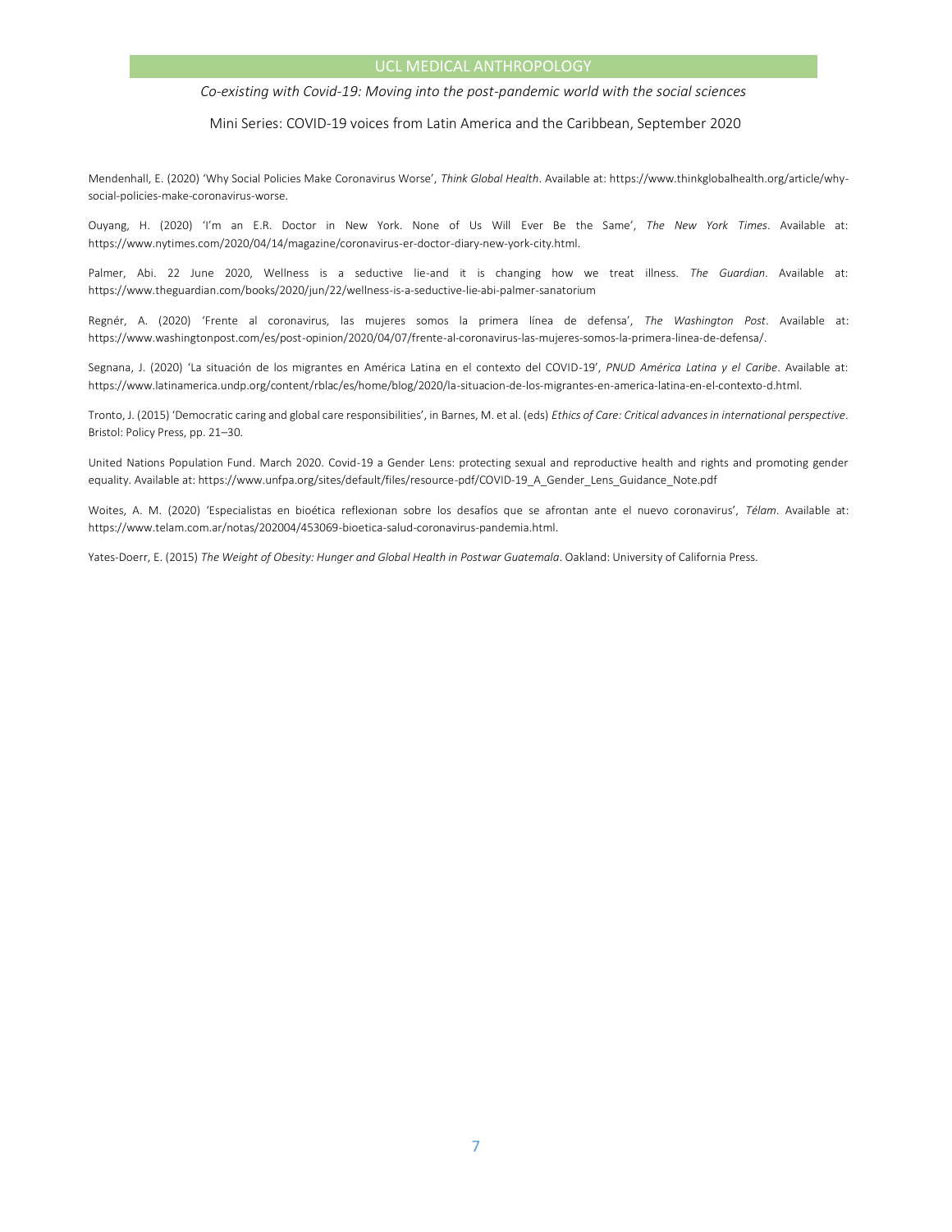Mendenhall, E. (2020) 'Why Social Policies Make Coronavirus Worse', *Think Global Health*. Available at: https://www.thinkglobalhealth.org/article/why-social-policies-make-coronavirus-worse.

Ouyang, H. (2020) 'I'm an E.R. Doctor in New York. None of Us Will Ever Be the Same', *The New York Times*. Available at: https://www.nytimes.com/2020/04/14/magazine/coronavirus-er-doctor-diary-new-york-city.html.

Palmer, Abi. 22 June 2020, Wellness is a seductive lie-and it is changing how we treat illness. *The Guardian*. Available at: https://www.theguardian.com/books/2020/jun/22/wellness-is-a-seductive-lie-abi-palmer-sanatorium

Regnér, A. (2020) 'Frente al coronavirus, las mujeres somos la primera línea de defensa', *The Washington Post*. Available at: https://www.washingtonpost.com/es/post-opinion/2020/04/07/frente-al-coronavirus-las-mujeres-somos-la-primera-linea-de-defensa/.

Segnana, J. (2020) 'La situación de los migrantes en América Latina en el contexto del COVID-19', *PNUD América Latina y el Caribe*. Available at: https://www.latinamerica.undp.org/content/rblac/es/home/blog/2020/la-situacion-de-los-migrantes-en-america-latina-en-el-contexto-d.html.

Tronto, J. (2015) 'Democratic caring and global care responsibilities', in Barnes, M. et al. (eds) *Ethics of Care: Critical advances in international perspective*. Bristol: Policy Press, pp. 21–30.

United Nations Population Fund. March 2020. Covid-19 a Gender Lens: protecting sexual and reproductive health and rights and promoting gender equality. Available at: https://www.unfpa.org/sites/default/files/resource-pdf/COVID-19_A_Gender_Lens_Guidance_Note.pdf

Woites, A. M. (2020) 'Especialistas en bioética reflexionan sobre los desafíos que se afrontan ante el nuevo coronavirus', *Télam*. Available at: https://www.telam.com.ar/notas/202004/453069-bioetica-salud-coronavirus-pandemia.html.

Yates-Doerr, E. (2015) *The Weight of Obesity: Hunger and Global Health in Postwar Guatemala*. Oakland: University of California Press.